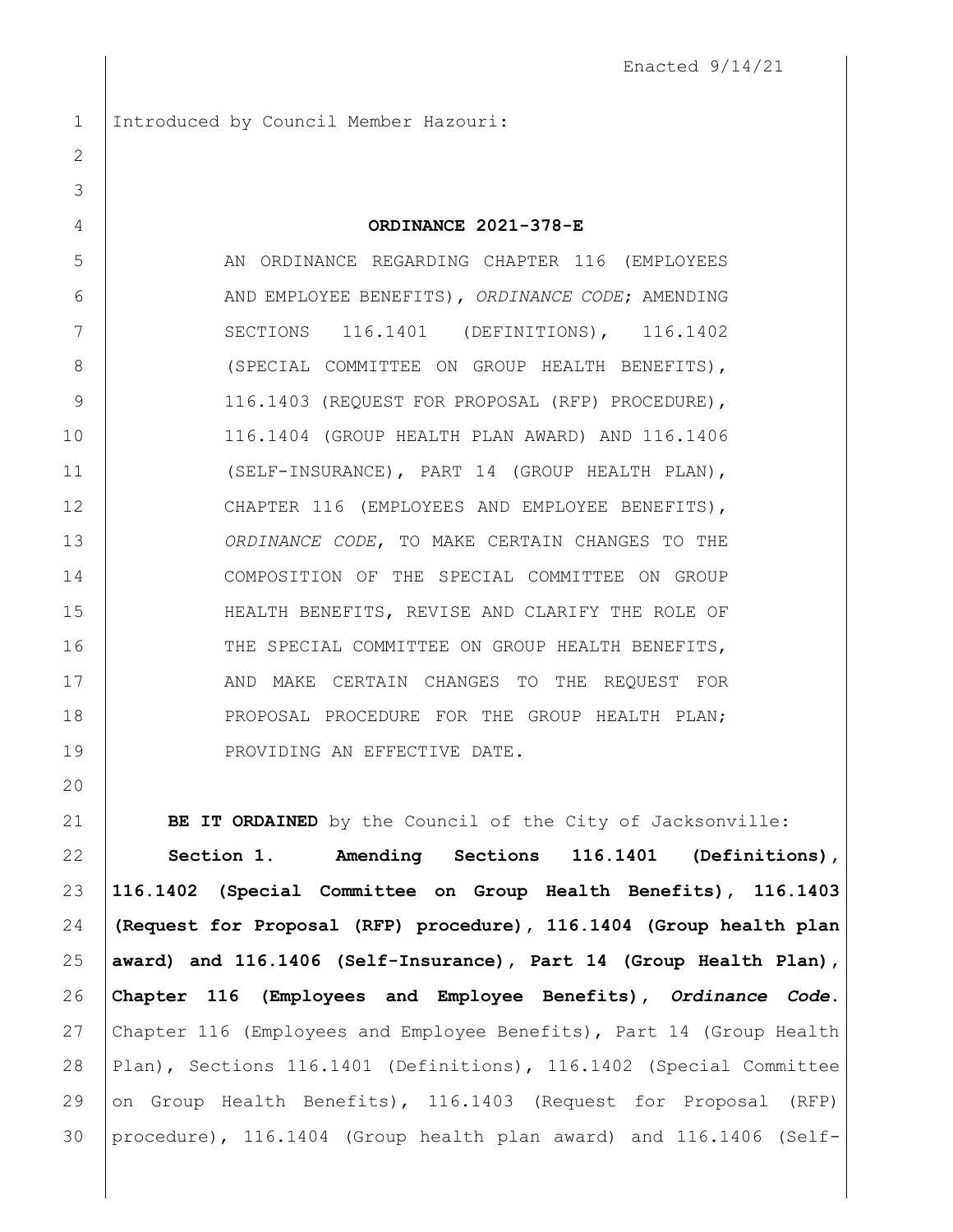Enacted 9/14/21

Introduced by Council Member Hazouri:

**ORDINANCE 2021-378-E**

AN ORDINANCE REGARDING CHAPTER 116 (EMPLOYEES AND EMPLOYEE BENEFITS), *ORDINANCE CODE*; AMENDING SECTIONS 116.1401 (DEFINITIONS), 116.1402 (SPECIAL COMMITTEE ON GROUP HEALTH BENEFITS), 116.1403 (REQUEST FOR PROPOSAL (RFP) PROCEDURE), 116.1404 (GROUP HEALTH PLAN AWARD) AND 116.1406 (SELF-INSURANCE), PART 14 (GROUP HEALTH PLAN), CHAPTER 116 (EMPLOYEES AND EMPLOYEE BENEFITS), *ORDINANCE CODE*, TO MAKE CERTAIN CHANGES TO THE COMPOSITION OF THE SPECIAL COMMITTEE ON GROUP HEALTH BENEFITS, REVISE AND CLARIFY THE ROLE OF THE SPECIAL COMMITTEE ON GROUP HEALTH BENEFITS, AND MAKE CERTAIN CHANGES TO THE REQUEST FOR PROPOSAL PROCEDURE FOR THE GROUP HEALTH PLAN; PROVIDING AN EFFECTIVE DATE.

**BE IT ORDAINED** by the Council of the City of Jacksonville:

**Section 1. Amending Sections 116.1401 (Definitions), 116.1402 (Special Committee on Group Health Benefits), 116.1403 (Request for Proposal (RFP) procedure), 116.1404 (Group health plan award) and 116.1406 (Self-Insurance), Part 14 (Group Health Plan), Chapter 116 (Employees and Employee Benefits), *Ordinance Code*.** Chapter 116 (Employees and Employee Benefits), Part 14 (Group Health Plan), Sections 116.1401 (Definitions), 116.1402 (Special Committee on Group Health Benefits), 116.1403 (Request for Proposal (RFP) procedure), 116.1404 (Group health plan award) and 116.1406 (Self-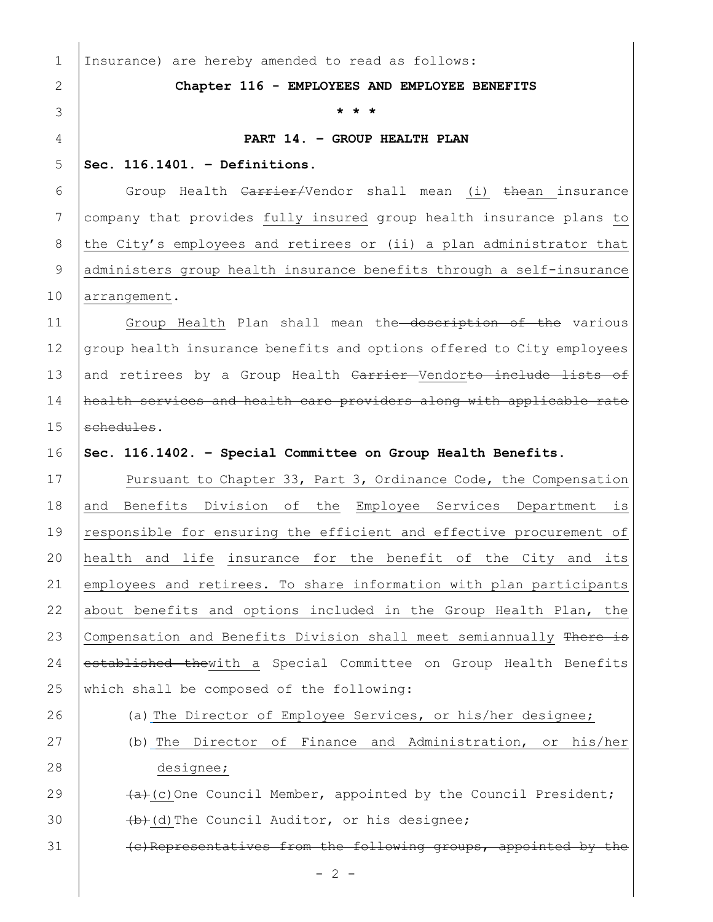Insurance) are hereby amended to read as follows:

**Chapter 116 - EMPLOYEES AND EMPLOYEE BENEFITS**

**\* \* \***

**PART 14. – GROUP HEALTH PLAN**

**Sec. 116.1401. – Definitions.**

Group Health ~~Carrier/~~Vendor shall mean <u>(i)</u> ~~the~~<u>an</u> insurance company that provides <u>fully insured</u> group health insurance plans <u>to the City's employees and retirees or (ii) a plan administrator that administers group health insurance benefits through a self-insurance arrangement</u>.

<u>Group Health</u> Plan shall mean the~~ description of the~~ various group health insurance benefits and options offered to City employees and retirees by a Group Health ~~Carrier~~ <u>Vendor</u>~~to include lists of health services and health care providers along with applicable rate schedules~~.

**Sec. 116.1402. – Special Committee on Group Health Benefits.**

<u>Pursuant to Chapter 33, Part 3, Ordinance Code, the Compensation and Benefits Division of the Employee Services Department is responsible for ensuring the efficient and effective procurement of health and life insurance for the benefit of the City and its employees and retirees. To share information with plan participants about benefits and options included in the Group Health Plan, the Compensation and Benefits Division shall meet semiannually</u> ~~There is established the~~<u>with a</u> Special Committee on Group Health Benefits which shall be composed of the following:

<u>(a) The Director of Employee Services, or his/her designee;</u>

<u>(b) The Director of Finance and Administration, or his/her designee;</u>

~~(a)~~<u>(c)</u>One Council Member, appointed by the Council President;

~~(b)~~<u>(d)</u>The Council Auditor, or his designee;

~~(c)Representatives from the following groups, appointed by the~~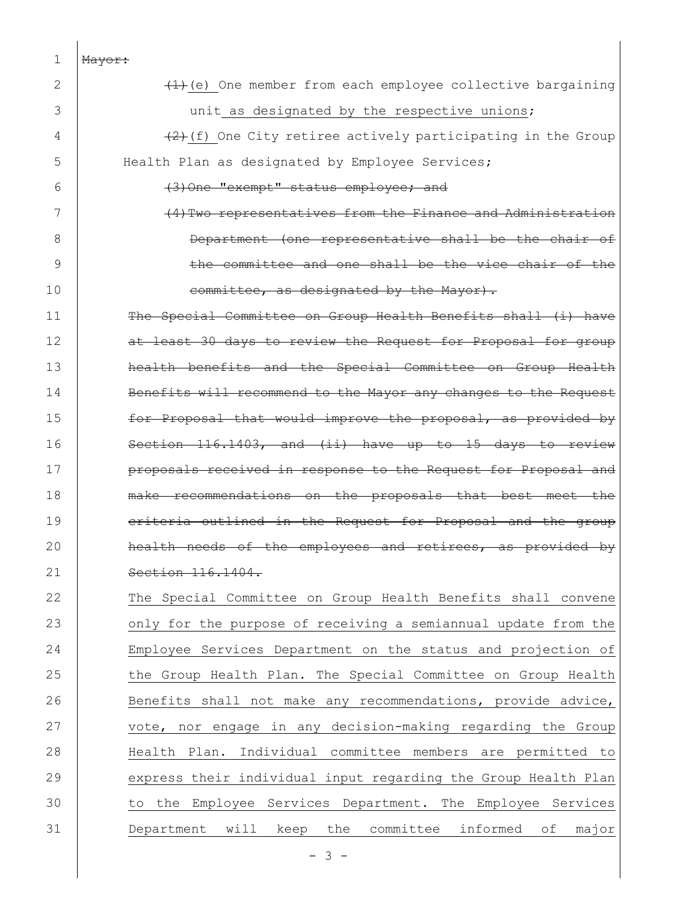~~Mayor:~~

~~(1)~~ <u>(e)</u> One member from each employee collective bargaining unit <u>as designated by the respective unions</u>;

~~(2)~~ <u>(f)</u> One City retiree actively participating in the Group Health Plan as designated by Employee Services;

~~(3) One "exempt" status employee; and~~

~~(4) Two representatives from the Finance and Administration Department (one representative shall be the chair of the committee and one shall be the vice chair of the committee, as designated by the Mayor).~~

~~The Special Committee on Group Health Benefits shall (i) have at least 30 days to review the Request for Proposal for group health benefits and the Special Committee on Group Health Benefits will recommend to the Mayor any changes to the Request for Proposal that would improve the proposal, as provided by Section 116.1403, and (ii) have up to 15 days to review proposals received in response to the Request for Proposal and make recommendations on the proposals that best meet the criteria outlined in the Request for Proposal and the group health needs of the employees and retirees, as provided by Section 116.1404.~~

<u>The Special Committee on Group Health Benefits shall convene only for the purpose of receiving a semiannual update from the Employee Services Department on the status and projection of the Group Health Plan. The Special Committee on Group Health Benefits shall not make any recommendations, provide advice, vote, nor engage in any decision-making regarding the Group Health Plan. Individual committee members are permitted to express their individual input regarding the Group Health Plan to the Employee Services Department. The Employee Services Department will keep the committee informed of major</u>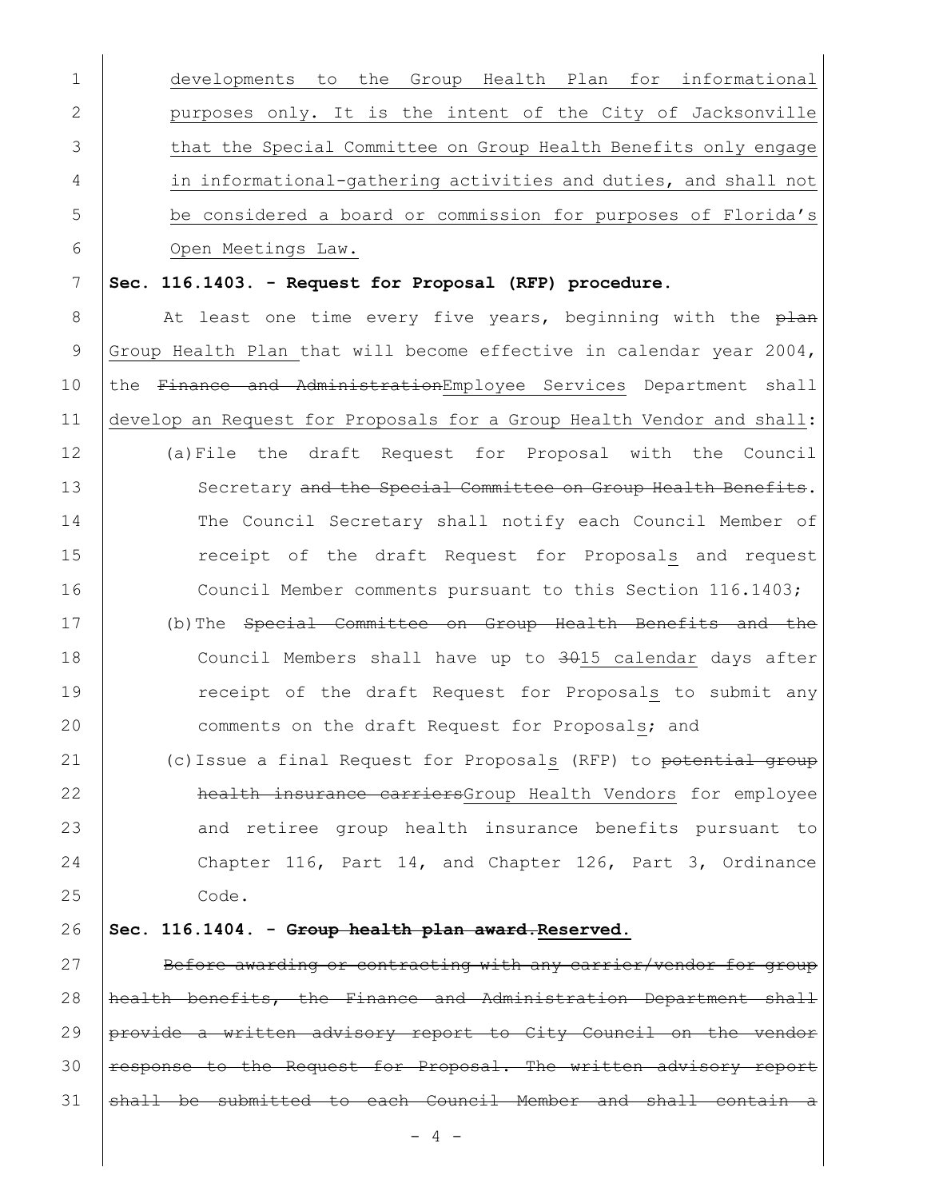developments to the Group Health Plan for informational purposes only. It is the intent of the City of Jacksonville that the Special Committee on Group Health Benefits only engage in informational-gathering activities and duties, and shall not be considered a board or commission for purposes of Florida's Open Meetings Law.

**Sec. 116.1403. - Request for Proposal (RFP) procedure.**

At least one time every five years, beginning with the ~~plan~~ Group Health Plan that will become effective in calendar year 2004, the ~~Finance and Administration~~Employee Services Department shall develop an Request for Proposals for a Group Health Vendor and shall:

(a) File the draft Request for Proposal with the Council Secretary ~~and the Special Committee on Group Health Benefits~~. The Council Secretary shall notify each Council Member of receipt of the draft Request for Proposals and request Council Member comments pursuant to this Section 116.1403;

(b) The ~~Special Committee on Group Health Benefits and the~~ Council Members shall have up to ~~30~~15 calendar days after receipt of the draft Request for Proposals to submit any comments on the draft Request for Proposals; and

(c) Issue a final Request for Proposals (RFP) to ~~potential group health insurance carriers~~Group Health Vendors for employee and retiree group health insurance benefits pursuant to Chapter 116, Part 14, and Chapter 126, Part 3, Ordinance Code.

**Sec. 116.1404. - ~~Group health plan award.~~Reserved.**

~~Before awarding or contracting with any carrier/vendor for group health benefits, the Finance and Administration Department shall provide a written advisory report to City Council on the vendor response to the Request for Proposal. The written advisory report shall be submitted to each Council Member and shall contain a~~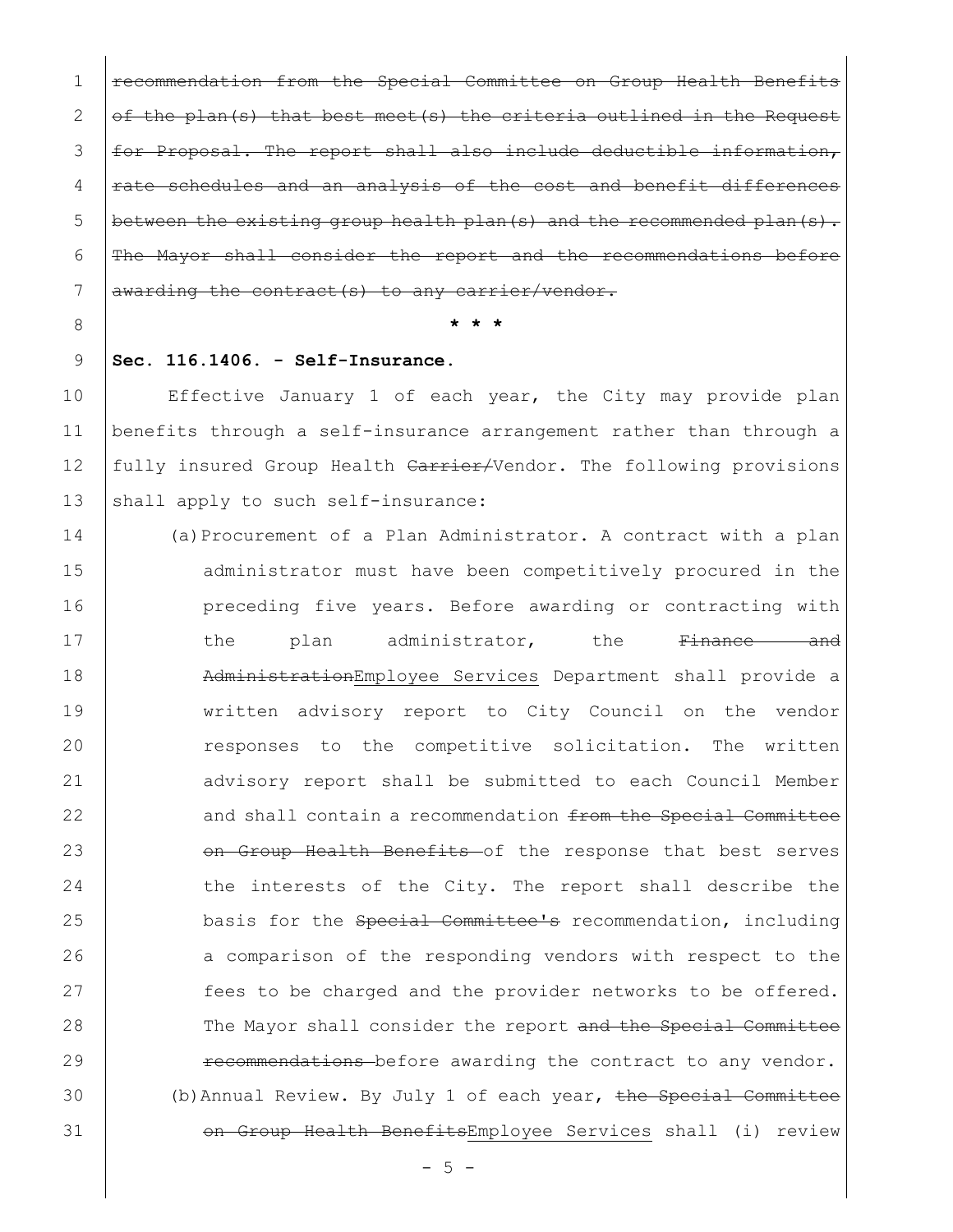~~recommendation from the Special Committee on Group Health Benefits of the plan(s) that best meet(s) the criteria outlined in the Request for Proposal. The report shall also include deductible information, rate schedules and an analysis of the cost and benefit differences between the existing group health plan(s) and the recommended plan(s). The Mayor shall consider the report and the recommendations before awarding the contract(s) to any carrier/vendor.~~

**\* \* \***

**Sec. 116.1406. - Self-Insurance.**

Effective January 1 of each year, the City may provide plan benefits through a self-insurance arrangement rather than through a fully insured Group Health ~~Carrier/~~Vendor. The following provisions shall apply to such self-insurance:

(a) Procurement of a Plan Administrator. A contract with a plan administrator must have been competitively procured in the preceding five years. Before awarding or contracting with the plan administrator, the ~~Finance and Administration~~<u>Employee Services</u> Department shall provide a written advisory report to City Council on the vendor responses to the competitive solicitation. The written advisory report shall be submitted to each Council Member and shall contain a recommendation ~~from the Special Committee on Group Health Benefits~~ of the response that best serves the interests of the City. The report shall describe the basis for the ~~Special Committee's~~ recommendation, including a comparison of the responding vendors with respect to the fees to be charged and the provider networks to be offered. The Mayor shall consider the report ~~and the Special Committee recommendations~~ before awarding the contract to any vendor.

(b) Annual Review. By July 1 of each year, ~~the Special Committee on Group Health Benefits~~<u>Employee Services</u> shall (i) review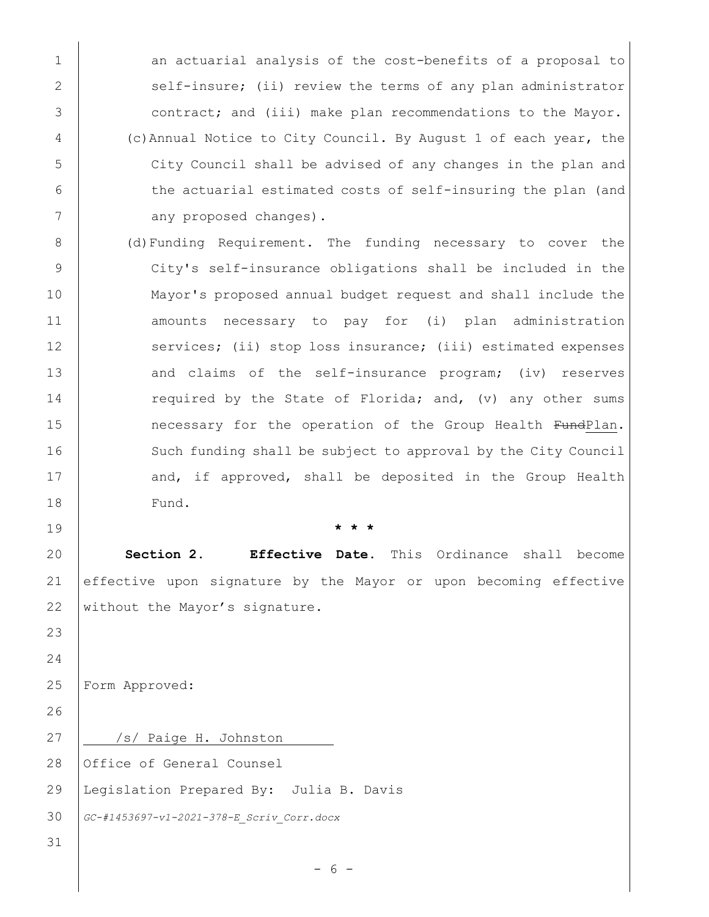an actuarial analysis of the cost-benefits of a proposal to self-insure; (ii) review the terms of any plan administrator contract; and (iii) make plan recommendations to the Mayor.

(c) Annual Notice to City Council. By August 1 of each year, the City Council shall be advised of any changes in the plan and the actuarial estimated costs of self-insuring the plan (and any proposed changes).

(d) Funding Requirement. The funding necessary to cover the City's self-insurance obligations shall be included in the Mayor's proposed annual budget request and shall include the amounts necessary to pay for (i) plan administration services; (ii) stop loss insurance; (iii) estimated expenses and claims of the self-insurance program; (iv) reserves required by the State of Florida; and, (v) any other sums necessary for the operation of the Group Health ~~Fund~~Plan. Such funding shall be subject to approval by the City Council and, if approved, shall be deposited in the Group Health Fund.

\* \* \*

**Section 2. Effective Date.** This Ordinance shall become effective upon signature by the Mayor or upon becoming effective without the Mayor's signature.

Form Approved:

/s/ Paige H. Johnston

Office of General Counsel

Legislation Prepared By: Julia B. Davis

*GC-#1453697-v1-2021-378-E_Scriv_Corr.docx*